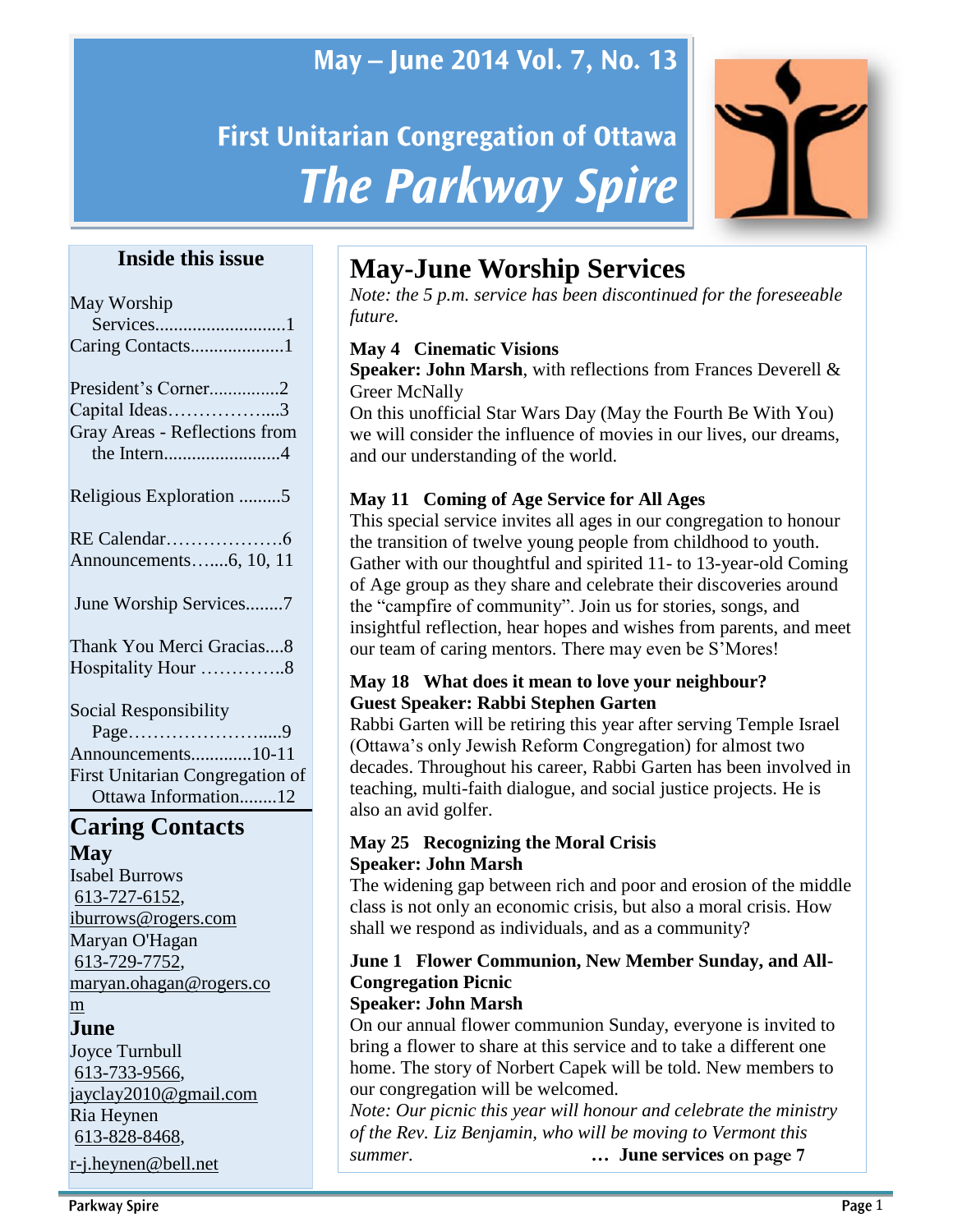May – June 2014 Vol. 7, No. 13

First Unitarian Congregation of Ottawa

# The Parkway Spire

## Inside this issue

May Worship Services............................1
Caring Contacts....................1

President's Corner...............2
Capital Ideas……………....3
Gray Areas - Reflections from the Intern.........................4

Religious Exploration .........5

RE Calendar……………….6
Announcements…....6, 10, 11

June Worship Services........7

Thank You Merci Gracias....8
Hospitality Hour …………..8

Social Responsibility Page…………………....9
Announcements.............10-11
First Unitarian Congregation of Ottawa Information........12

## Caring Contacts

### May

Isabel Burrows
613-727-6152,
iburrows@rogers.com
Maryan O'Hagan
613-729-7752,
maryan.ohagan@rogers.com

### June

Joyce Turnbull
613-733-9566,
jayclay2010@gmail.com
Ria Heynen
613-828-8468,
r-j.heynen@bell.net

# May-June Worship Services

*Note: the 5 p.m. service has been discontinued for the foreseeable future.*

**May 4 Cinematic Visions**
**Speaker: John Marsh**, with reflections from Frances Deverell & Greer McNally
On this unofficial Star Wars Day (May the Fourth Be With You) we will consider the influence of movies in our lives, our dreams, and our understanding of the world.

**May 11 Coming of Age Service for All Ages**
This special service invites all ages in our congregation to honour the transition of twelve young people from childhood to youth. Gather with our thoughtful and spirited 11- to 13-year-old Coming of Age group as they share and celebrate their discoveries around the "campfire of community". Join us for stories, songs, and insightful reflection, hear hopes and wishes from parents, and meet our team of caring mentors. There may even be S'Mores!

**May 18 What does it mean to love your neighbour?**
**Guest Speaker: Rabbi Stephen Garten**
Rabbi Garten will be retiring this year after serving Temple Israel (Ottawa's only Jewish Reform Congregation) for almost two decades. Throughout his career, Rabbi Garten has been involved in teaching, multi-faith dialogue, and social justice projects. He is also an avid golfer.

**May 25 Recognizing the Moral Crisis**
**Speaker: John Marsh**
The widening gap between rich and poor and erosion of the middle class is not only an economic crisis, but also a moral crisis. How shall we respond as individuals, and as a community?

**June 1 Flower Communion, New Member Sunday, and All-Congregation Picnic**
**Speaker: John Marsh**
On our annual flower communion Sunday, everyone is invited to bring a flower to share at this service and to take a different one home. The story of Norbert Capek will be told. New members to our congregation will be welcomed.
*Note: Our picnic this year will honour and celebrate the ministry of the Rev. Liz Benjamin, who will be moving to Vermont this summer.*

**… June services on page 7**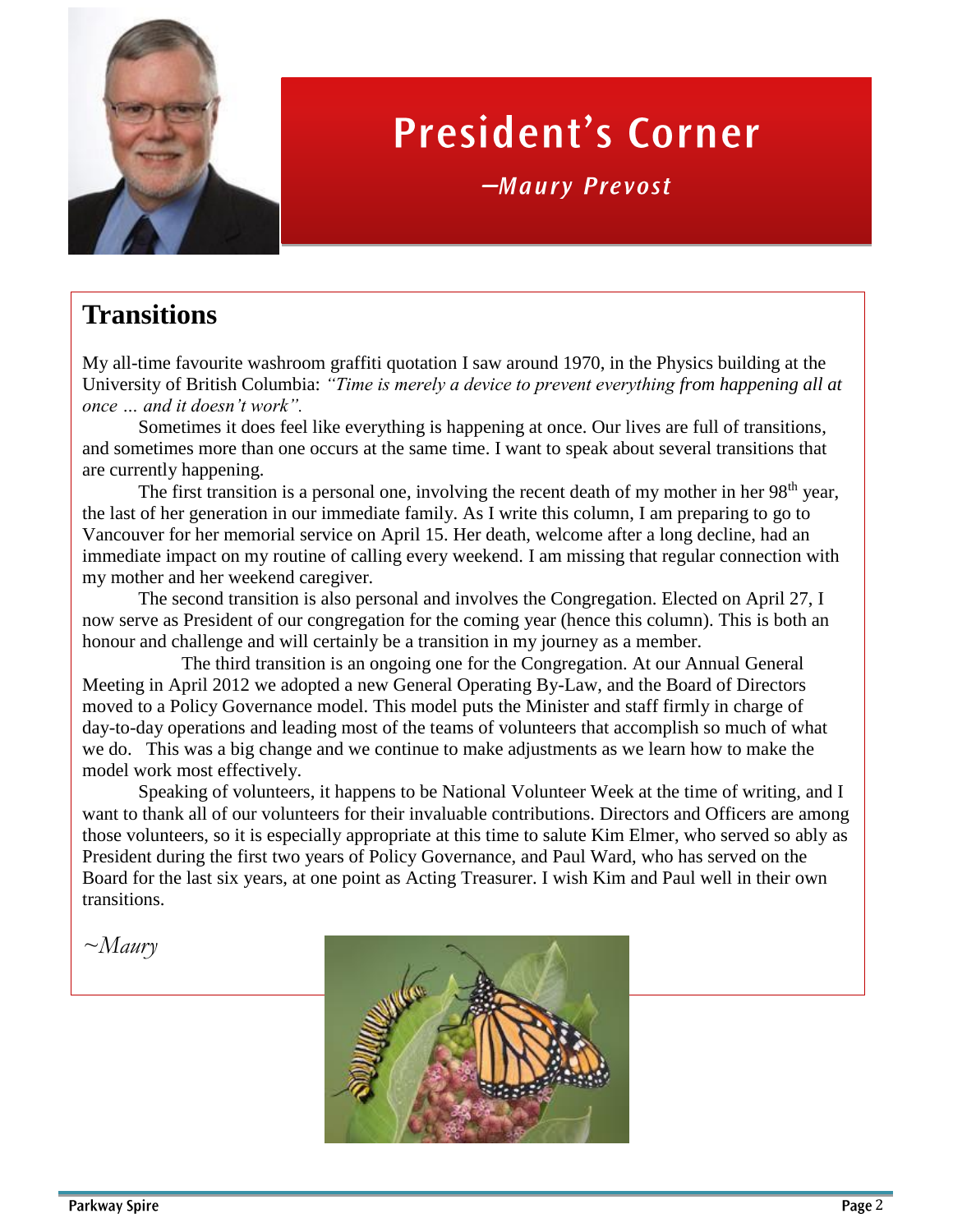# President's Corner

*—Maury Prevost*

## Transitions

My all-time favourite washroom graffiti quotation I saw around 1970, in the Physics building at the University of British Columbia: *"Time is merely a device to prevent everything from happening all at once … and it doesn't work".*

Sometimes it does feel like everything is happening at once. Our lives are full of transitions, and sometimes more than one occurs at the same time. I want to speak about several transitions that are currently happening.

The first transition is a personal one, involving the recent death of my mother in her 98th year, the last of her generation in our immediate family. As I write this column, I am preparing to go to Vancouver for her memorial service on April 15. Her death, welcome after a long decline, had an immediate impact on my routine of calling every weekend. I am missing that regular connection with my mother and her weekend caregiver.

The second transition is also personal and involves the Congregation. Elected on April 27, I now serve as President of our congregation for the coming year (hence this column). This is both an honour and challenge and will certainly be a transition in my journey as a member.

The third transition is an ongoing one for the Congregation. At our Annual General Meeting in April 2012 we adopted a new General Operating By-Law, and the Board of Directors moved to a Policy Governance model. This model puts the Minister and staff firmly in charge of day-to-day operations and leading most of the teams of volunteers that accomplish so much of what we do. This was a big change and we continue to make adjustments as we learn how to make the model work most effectively.

Speaking of volunteers, it happens to be National Volunteer Week at the time of writing, and I want to thank all of our volunteers for their invaluable contributions. Directors and Officers are among those volunteers, so it is especially appropriate at this time to salute Kim Elmer, who served so ably as President during the first two years of Policy Governance, and Paul Ward, who has served on the Board for the last six years, at one point as Acting Treasurer. I wish Kim and Paul well in their own transitions.

*~Maury*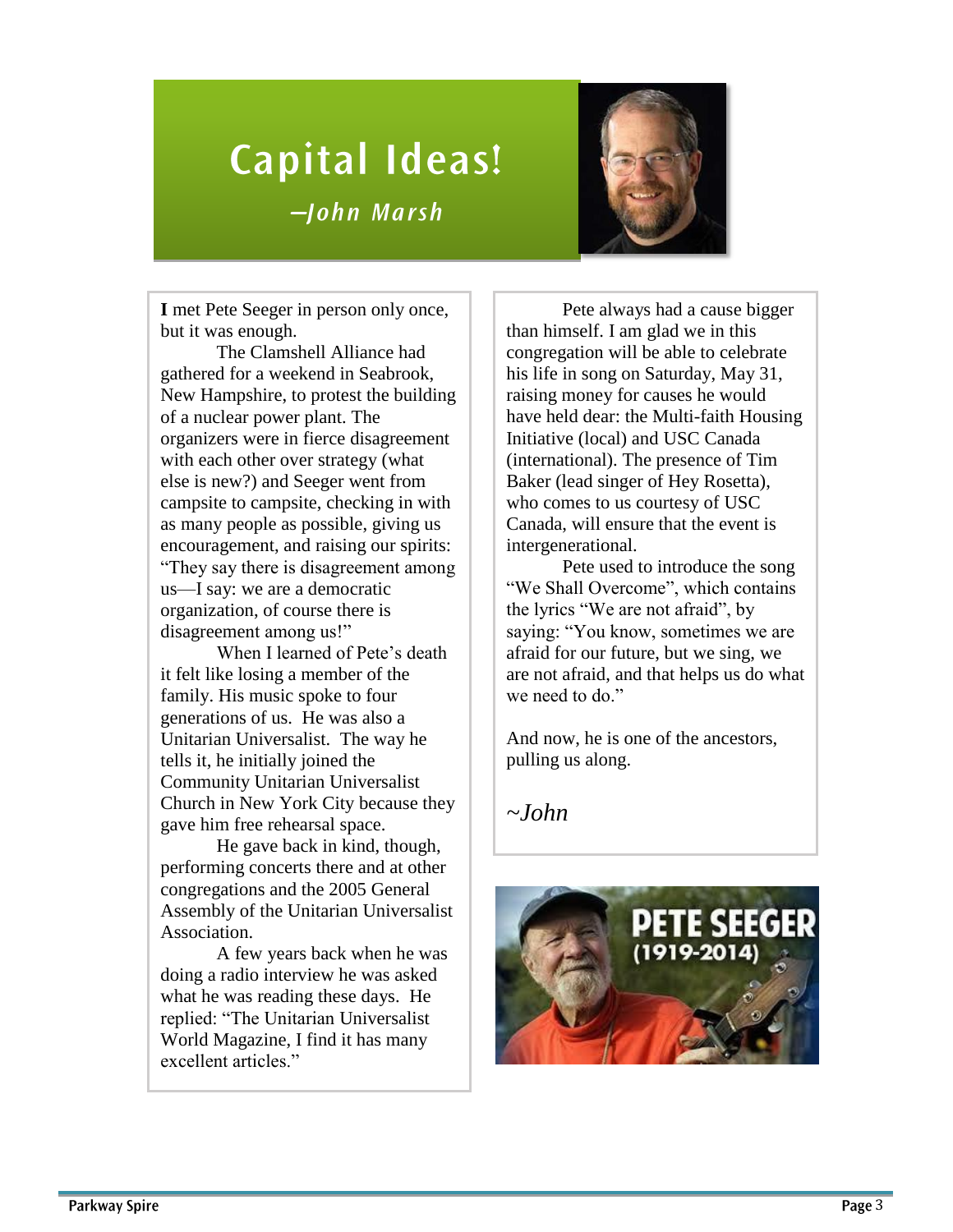# Capital Ideas!

*—John Marsh*

**I** met Pete Seeger in person only once, but it was enough.

The Clamshell Alliance had gathered for a weekend in Seabrook, New Hampshire, to protest the building of a nuclear power plant. The organizers were in fierce disagreement with each other over strategy (what else is new?) and Seeger went from campsite to campsite, checking in with as many people as possible, giving us encouragement, and raising our spirits: "They say there is disagreement among us—I say: we are a democratic organization, of course there is disagreement among us!"

When I learned of Pete's death it felt like losing a member of the family. His music spoke to four generations of us. He was also a Unitarian Universalist. The way he tells it, he initially joined the Community Unitarian Universalist Church in New York City because they gave him free rehearsal space.

He gave back in kind, though, performing concerts there and at other congregations and the 2005 General Assembly of the Unitarian Universalist Association.

A few years back when he was doing a radio interview he was asked what he was reading these days. He replied: "The Unitarian Universalist World Magazine, I find it has many excellent articles."

Pete always had a cause bigger than himself. I am glad we in this congregation will be able to celebrate his life in song on Saturday, May 31, raising money for causes he would have held dear: the Multi-faith Housing Initiative (local) and USC Canada (international). The presence of Tim Baker (lead singer of Hey Rosetta), who comes to us courtesy of USC Canada, will ensure that the event is intergenerational.

Pete used to introduce the song "We Shall Overcome", which contains the lyrics "We are not afraid", by saying: "You know, sometimes we are afraid for our future, but we sing, we are not afraid, and that helps us do what we need to do."

And now, he is one of the ancestors, pulling us along.

*~John*

PETE SEEGER (1919-2014)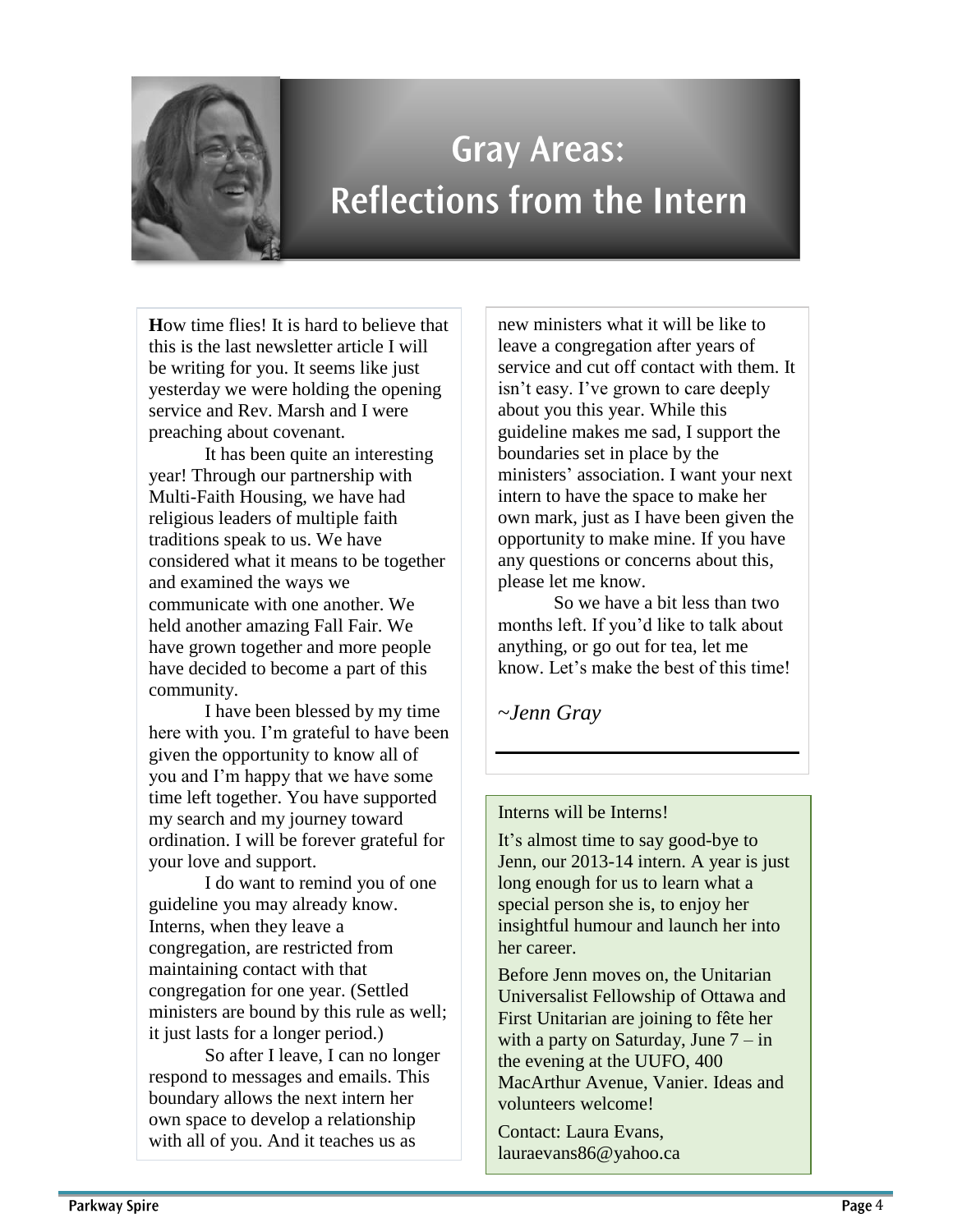# Gray Areas: Reflections from the Intern

**H**ow time flies! It is hard to believe that this is the last newsletter article I will be writing for you. It seems like just yesterday we were holding the opening service and Rev. Marsh and I were preaching about covenant.

It has been quite an interesting year! Through our partnership with Multi-Faith Housing, we have had religious leaders of multiple faith traditions speak to us. We have considered what it means to be together and examined the ways we communicate with one another. We held another amazing Fall Fair. We have grown together and more people have decided to become a part of this community.

I have been blessed by my time here with you. I'm grateful to have been given the opportunity to know all of you and I'm happy that we have some time left together. You have supported my search and my journey toward ordination. I will be forever grateful for your love and support.

I do want to remind you of one guideline you may already know. Interns, when they leave a congregation, are restricted from maintaining contact with that congregation for one year. (Settled ministers are bound by this rule as well; it just lasts for a longer period.)

So after I leave, I can no longer respond to messages and emails. This boundary allows the next intern her own space to develop a relationship with all of you. And it teaches us as new ministers what it will be like to leave a congregation after years of service and cut off contact with them. It isn't easy. I've grown to care deeply about you this year. While this guideline makes me sad, I support the boundaries set in place by the ministers' association. I want your next intern to have the space to make her own mark, just as I have been given the opportunity to make mine. If you have any questions or concerns about this, please let me know.

So we have a bit less than two months left. If you'd like to talk about anything, or go out for tea, let me know. Let's make the best of this time!

*~Jenn Gray*

---

Interns will be Interns!

It's almost time to say good-bye to Jenn, our 2013-14 intern. A year is just long enough for us to learn what a special person she is, to enjoy her insightful humour and launch her into her career.

Before Jenn moves on, the Unitarian Universalist Fellowship of Ottawa and First Unitarian are joining to fête her with a party on Saturday, June 7 – in the evening at the UUFO, 400 MacArthur Avenue, Vanier. Ideas and volunteers welcome!

Contact: Laura Evans, lauraevans86@yahoo.ca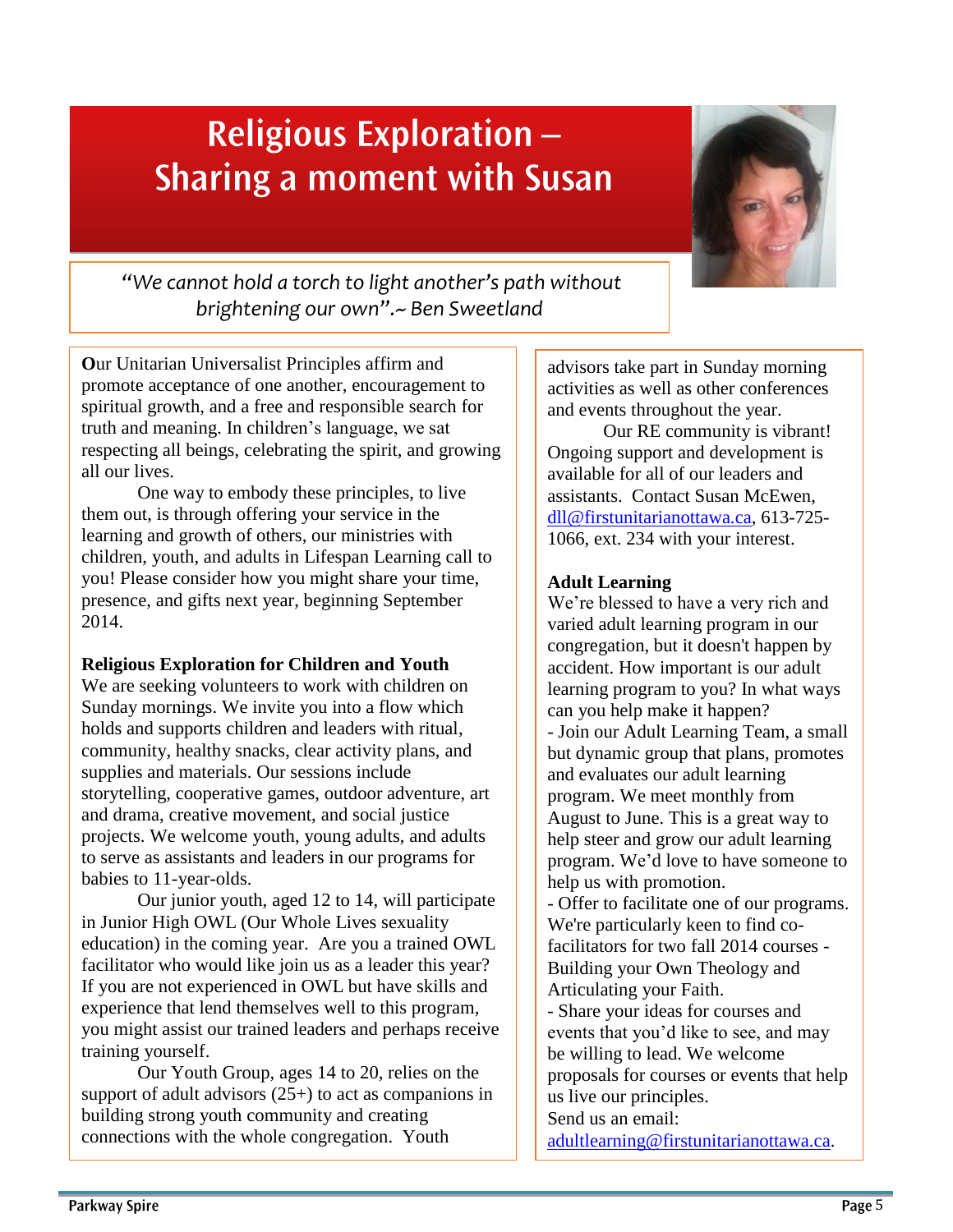# Religious Exploration – Sharing a moment with Susan

*"We cannot hold a torch to light another's path without brightening our own".~ Ben Sweetland*

**O**ur Unitarian Universalist Principles affirm and promote acceptance of one another, encouragement to spiritual growth, and a free and responsible search for truth and meaning. In children's language, we sat respecting all beings, celebrating the spirit, and growing all our lives.

One way to embody these principles, to live them out, is through offering your service in the learning and growth of others, our ministries with children, youth, and adults in Lifespan Learning call to you! Please consider how you might share your time, presence, and gifts next year, beginning September 2014.

**Religious Exploration for Children and Youth**

We are seeking volunteers to work with children on Sunday mornings. We invite you into a flow which holds and supports children and leaders with ritual, community, healthy snacks, clear activity plans, and supplies and materials. Our sessions include storytelling, cooperative games, outdoor adventure, art and drama, creative movement, and social justice projects. We welcome youth, young adults, and adults to serve as assistants and leaders in our programs for babies to 11-year-olds.

Our junior youth, aged 12 to 14, will participate in Junior High OWL (Our Whole Lives sexuality education) in the coming year. Are you a trained OWL facilitator who would like join us as a leader this year? If you are not experienced in OWL but have skills and experience that lend themselves well to this program, you might assist our trained leaders and perhaps receive training yourself.

Our Youth Group, ages 14 to 20, relies on the support of adult advisors (25+) to act as companions in building strong youth community and creating connections with the whole congregation. Youth advisors take part in Sunday morning activities as well as other conferences and events throughout the year.

Our RE community is vibrant! Ongoing support and development is available for all of our leaders and assistants. Contact Susan McEwen, dll@firstunitarianottawa.ca, 613-725-1066, ext. 234 with your interest.

**Adult Learning**

We're blessed to have a very rich and varied adult learning program in our congregation, but it doesn't happen by accident. How important is our adult learning program to you? In what ways can you help make it happen?

- Join our Adult Learning Team, a small but dynamic group that plans, promotes and evaluates our adult learning program. We meet monthly from August to June. This is a great way to help steer and grow our adult learning program. We'd love to have someone to help us with promotion.
- Offer to facilitate one of our programs. We're particularly keen to find co-facilitators for two fall 2014 courses - Building your Own Theology and Articulating your Faith.
- Share your ideas for courses and events that you'd like to see, and may be willing to lead. We welcome proposals for courses or events that help us live our principles.

Send us an email: adultlearning@firstunitarianottawa.ca.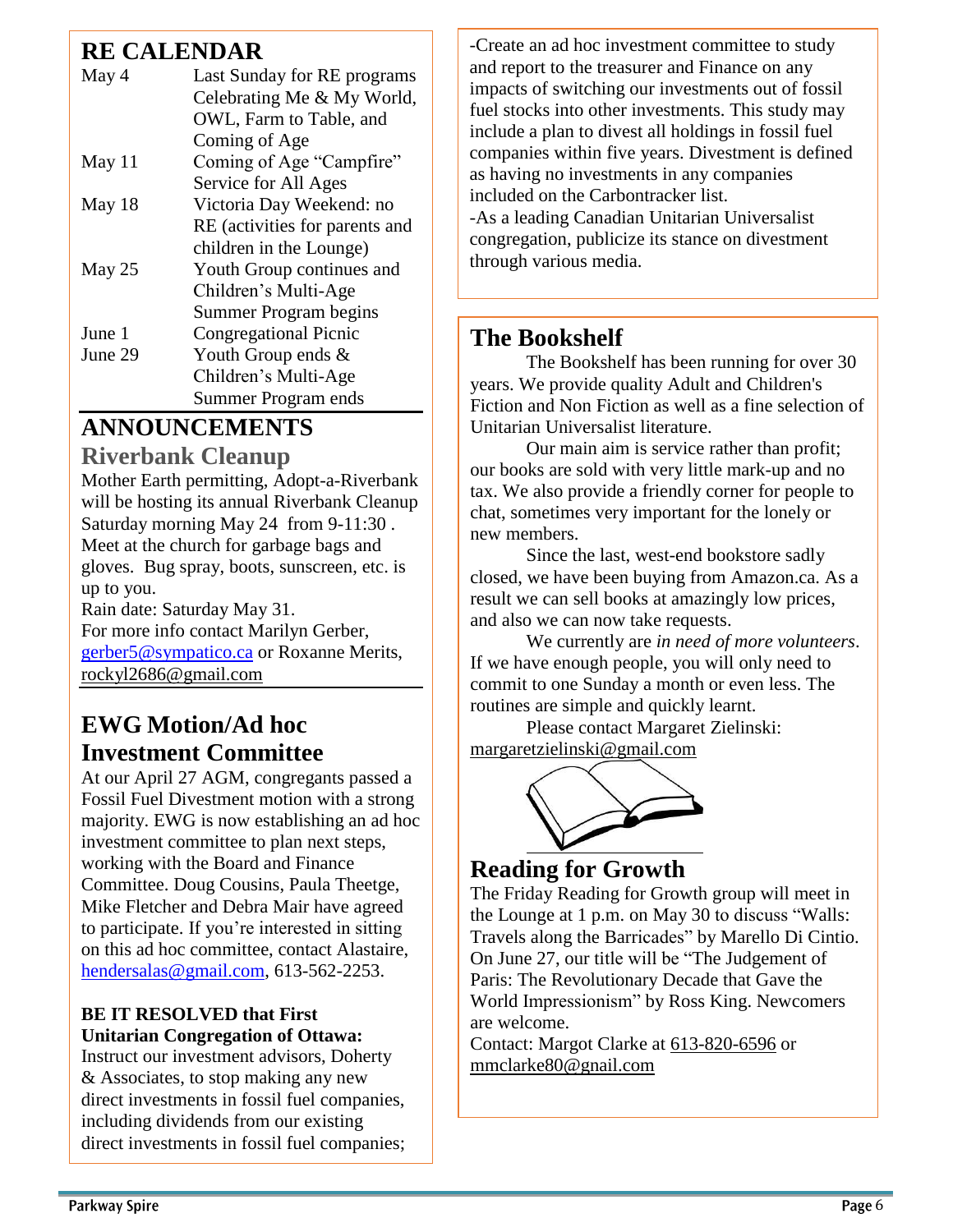## RE CALENDAR

| | |
|---|---|
| May 4 | Last Sunday for RE programs Celebrating Me & My World, OWL, Farm to Table, and Coming of Age |
| May 11 | Coming of Age "Campfire" Service for All Ages |
| May 18 | Victoria Day Weekend: no RE (activities for parents and children in the Lounge) |
| May 25 | Youth Group continues and Children's Multi-Age Summer Program begins |
| June 1 | Congregational Picnic |
| June 29 | Youth Group ends & Children's Multi-Age Summer Program ends |

## ANNOUNCEMENTS

### Riverbank Cleanup

Mother Earth permitting, Adopt-a-Riverbank will be hosting its annual Riverbank Cleanup Saturday morning May 24 from 9-11:30 . Meet at the church for garbage bags and gloves. Bug spray, boots, sunscreen, etc. is up to you.

Rain date: Saturday May 31.

For more info contact Marilyn Gerber, gerber5@sympatico.ca or Roxanne Merits, rockyl2686@gmail.com

## EWG Motion/Ad hoc Investment Committee

At our April 27 AGM, congregants passed a Fossil Fuel Divestment motion with a strong majority. EWG is now establishing an ad hoc investment committee to plan next steps, working with the Board and Finance Committee. Doug Cousins, Paula Theetge, Mike Fletcher and Debra Mair have agreed to participate. If you're interested in sitting on this ad hoc committee, contact Alastaire, hendersalas@gmail.com, 613-562-2253.

**BE IT RESOLVED that First Unitarian Congregation of Ottawa:**

Instruct our investment advisors, Doherty & Associates, to stop making any new direct investments in fossil fuel companies, including dividends from our existing direct investments in fossil fuel companies;

-Create an ad hoc investment committee to study and report to the treasurer and Finance on any impacts of switching our investments out of fossil fuel stocks into other investments. This study may include a plan to divest all holdings in fossil fuel companies within five years. Divestment is defined as having no investments in any companies included on the Carbontracker list.

-As a leading Canadian Unitarian Universalist congregation, publicize its stance on divestment through various media.

## The Bookshelf

The Bookshelf has been running for over 30 years. We provide quality Adult and Children's Fiction and Non Fiction as well as a fine selection of Unitarian Universalist literature.

Our main aim is service rather than profit; our books are sold with very little mark-up and no tax. We also provide a friendly corner for people to chat, sometimes very important for the lonely or new members.

Since the last, west-end bookstore sadly closed, we have been buying from Amazon.ca. As a result we can sell books at amazingly low prices, and also we can now take requests.

We currently are *in need of more volunteers*. If we have enough people, you will only need to commit to one Sunday a month or even less. The routines are simple and quickly learnt.

Please contact Margaret Zielinski: margaretzielinski@gmail.com

## Reading for Growth

The Friday Reading for Growth group will meet in the Lounge at 1 p.m. on May 30 to discuss "Walls: Travels along the Barricades" by Marello Di Cintio. On June 27, our title will be "The Judgement of Paris: The Revolutionary Decade that Gave the World Impressionism" by Ross King. Newcomers are welcome.

Contact: Margot Clarke at 613-820-6596 or mmclarke80@gnail.com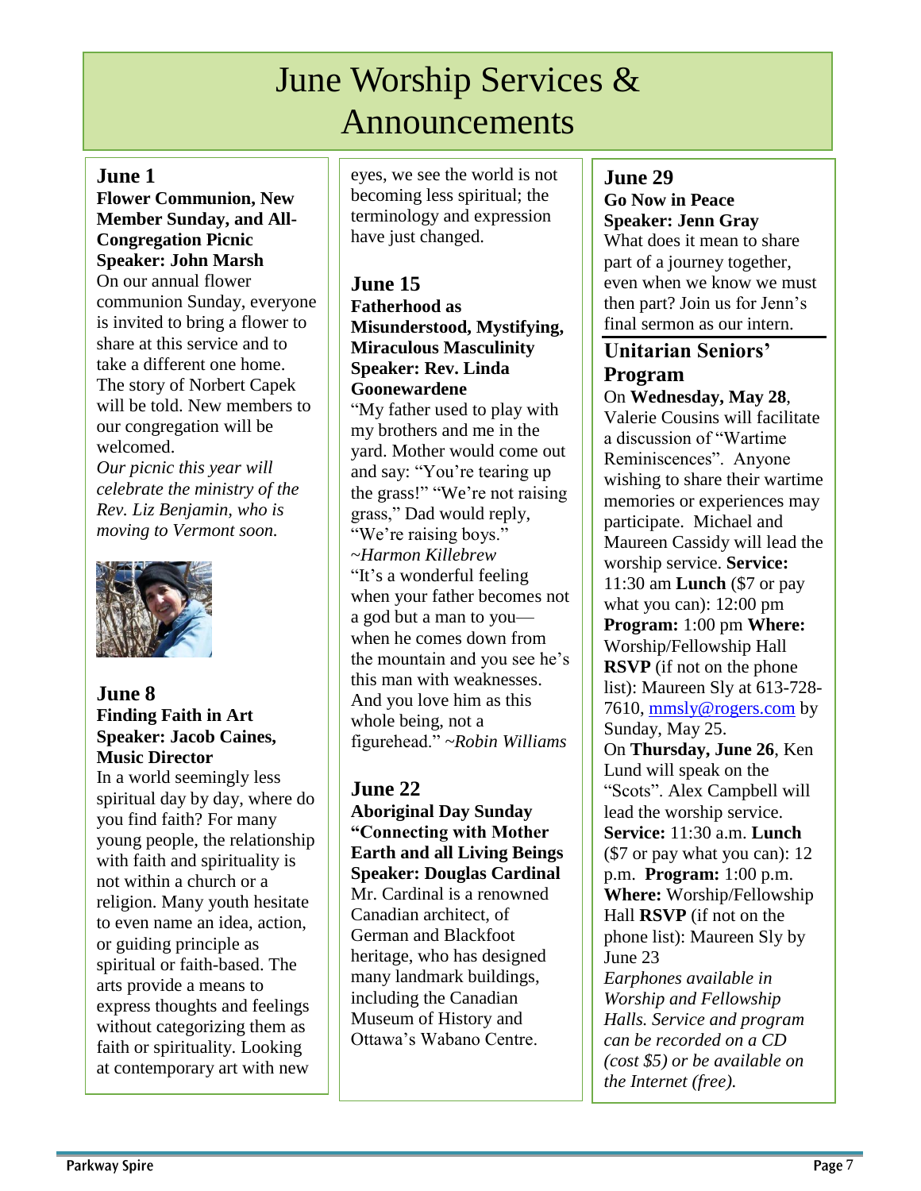# June Worship Services & Announcements

## June 1

**Flower Communion, New Member Sunday, and All-Congregation Picnic**
**Speaker: John Marsh**

On our annual flower communion Sunday, everyone is invited to bring a flower to share at this service and to take a different one home. The story of Norbert Capek will be told. New members to our congregation will be welcomed.

*Our picnic this year will celebrate the ministry of the Rev. Liz Benjamin, who is moving to Vermont soon.*

## June 8

**Finding Faith in Art**
**Speaker: Jacob Caines, Music Director**

In a world seemingly less spiritual day by day, where do you find faith? For many young people, the relationship with faith and spirituality is not within a church or a religion. Many youth hesitate to even name an idea, action, or guiding principle as spiritual or faith-based. The arts provide a means to express thoughts and feelings without categorizing them as faith or spirituality. Looking at contemporary art with new eyes, we see the world is not becoming less spiritual; the terminology and expression have just changed.

## June 15

**Fatherhood as Misunderstood, Mystifying, Miraculous Masculinity**
**Speaker: Rev. Linda Goonewardene**

"My father used to play with my brothers and me in the yard. Mother would come out and say: "You're tearing up the grass!" "We're not raising grass," Dad would reply, "We're raising boys." ~*Harmon Killebrew*

"It's a wonderful feeling when your father becomes not a god but a man to you—when he comes down from the mountain and you see he's this man with weaknesses. And you love him as this whole being, not a figurehead." ~*Robin Williams*

## June 22

**Aboriginal Day Sunday**
**"Connecting with Mother Earth and all Living Beings**
**Speaker: Douglas Cardinal**

Mr. Cardinal is a renowned Canadian architect, of German and Blackfoot heritage, who has designed many landmark buildings, including the Canadian Museum of History and Ottawa's Wabano Centre.

## June 29

**Go Now in Peace**
**Speaker: Jenn Gray**

What does it mean to share part of a journey together, even when we know we must then part? Join us for Jenn's final sermon as our intern.

## Unitarian Seniors' Program

On **Wednesday, May 28**, Valerie Cousins will facilitate a discussion of "Wartime Reminiscences". Anyone wishing to share their wartime memories or experiences may participate. Michael and Maureen Cassidy will lead the worship service. **Service:** 11:30 am **Lunch** ($7 or pay what you can): 12:00 pm **Program:** 1:00 pm **Where:** Worship/Fellowship Hall **RSVP** (if not on the phone list): Maureen Sly at 613-728-7610, mmsly@rogers.com by Sunday, May 25.

On **Thursday, June 26**, Ken Lund will speak on the "Scots". Alex Campbell will lead the worship service. **Service:** 11:30 a.m. **Lunch** ($7 or pay what you can): 12 p.m. **Program:** 1:00 p.m. **Where:** Worship/Fellowship Hall **RSVP** (if not on the phone list): Maureen Sly by June 23

*Earphones available in Worship and Fellowship Halls. Service and program can be recorded on a CD (cost $5) or be available on the Internet (free).*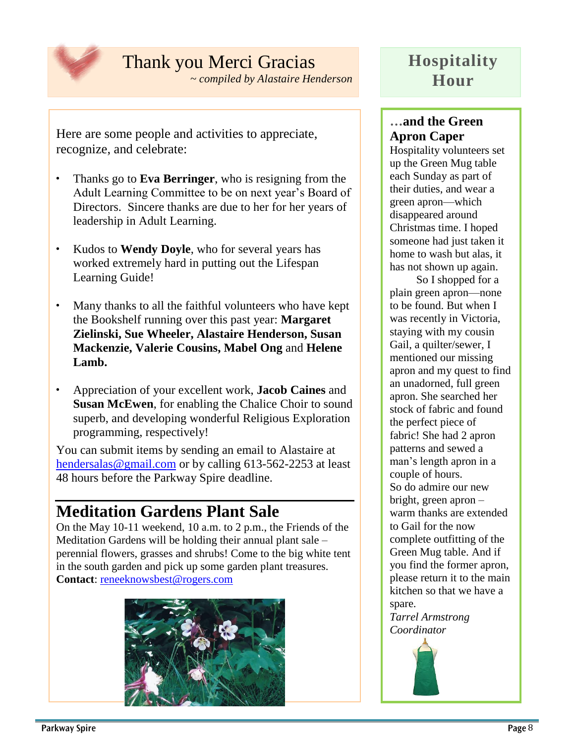# Thank you Merci Gracias

*~ compiled by Alastaire Henderson*

Here are some people and activities to appreciate, recognize, and celebrate:

- Thanks go to **Eva Berringer**, who is resigning from the Adult Learning Committee to be on next year's Board of Directors. Sincere thanks are due to her for her years of leadership in Adult Learning.
- Kudos to **Wendy Doyle**, who for several years has worked extremely hard in putting out the Lifespan Learning Guide!
- Many thanks to all the faithful volunteers who have kept the Bookshelf running over this past year: **Margaret Zielinski, Sue Wheeler, Alastaire Henderson, Susan Mackenzie, Valerie Cousins, Mabel Ong** and **Helene Lamb.**
- Appreciation of your excellent work, **Jacob Caines** and **Susan McEwen**, for enabling the Chalice Choir to sound superb, and developing wonderful Religious Exploration programming, respectively!

You can submit items by sending an email to Alastaire at hendersalas@gmail.com or by calling 613-562-2253 at least 48 hours before the Parkway Spire deadline.

## Meditation Gardens Plant Sale

On the May 10-11 weekend, 10 a.m. to 2 p.m., the Friends of the Meditation Gardens will be holding their annual plant sale – perennial flowers, grasses and shrubs! Come to the big white tent in the south garden and pick up some garden plant treasures.
**Contact**: reneeknowsbest@rogers.com

# Hospitality Hour

## …and the Green Apron Caper

Hospitality volunteers set up the Green Mug table each Sunday as part of their duties, and wear a green apron—which disappeared around Christmas time. I hoped someone had just taken it home to wash but alas, it has not shown up again.

So I shopped for a plain green apron—none to be found. But when I was recently in Victoria, staying with my cousin Gail, a quilter/sewer, I mentioned our missing apron and my quest to find an unadorned, full green apron. She searched her stock of fabric and found the perfect piece of fabric! She had 2 apron patterns and sewed a man's length apron in a couple of hours.

So do admire our new bright, green apron – warm thanks are extended to Gail for the now complete outfitting of the Green Mug table. And if you find the former apron, please return it to the main kitchen so that we have a spare.

*Tarrel Armstrong*
*Coordinator*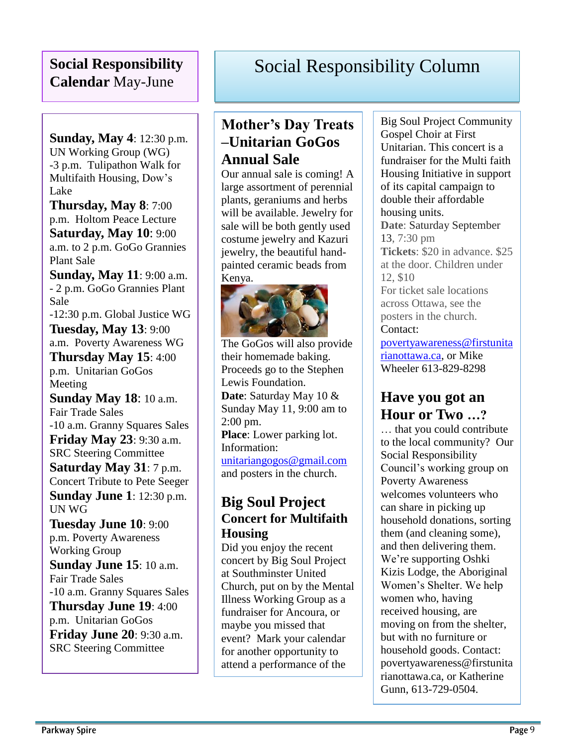## **Social Responsibility Calendar** May-June

**Sunday, May 4**: 12:30 p.m. UN Working Group (WG)
-3 p.m. Tulipathon Walk for Multifaith Housing, Dow's Lake

**Thursday, May 8**: 7:00 p.m. Holtom Peace Lecture

**Saturday, May 10**: 9:00 a.m. to 2 p.m. GoGo Grannies Plant Sale

**Sunday, May 11**: 9:00 a.m. - 2 p.m. GoGo Grannies Plant Sale
-12:30 p.m. Global Justice WG

**Tuesday, May 13**: 9:00 a.m. Poverty Awareness WG

**Thursday May 15**: 4:00 p.m. Unitarian GoGos Meeting

**Sunday May 18**: 10 a.m. Fair Trade Sales
-10 a.m. Granny Squares Sales

**Friday May 23**: 9:30 a.m. SRC Steering Committee

**Saturday May 31**: 7 p.m. Concert Tribute to Pete Seeger

**Sunday June 1**: 12:30 p.m. UN WG

**Tuesday June 10**: 9:00 p.m. Poverty Awareness Working Group

**Sunday June 15**: 10 a.m. Fair Trade Sales
-10 a.m. Granny Squares Sales

**Thursday June 19**: 4:00 p.m. Unitarian GoGos

**Friday June 20**: 9:30 a.m. SRC Steering Committee

# Social Responsibility Column

## Mother's Day Treats –Unitarian GoGos Annual Sale

Our annual sale is coming! A large assortment of perennial plants, geraniums and herbs will be available. Jewelry for sale will be both gently used costume jewelry and Kazuri jewelry, the beautiful hand-painted ceramic beads from Kenya.

The GoGos will also provide their homemade baking. Proceeds go to the Stephen Lewis Foundation.

**Date**: Saturday May 10 & Sunday May 11, 9:00 am to 2:00 pm.
**Place**: Lower parking lot.
Information: unitariangogos@gmail.com and posters in the church.

## Big Soul Project Concert for Multifaith Housing

Did you enjoy the recent concert by Big Soul Project at Southminster United Church, put on by the Mental Illness Working Group as a fundraiser for Ancoura, or maybe you missed that event? Mark your calendar for another opportunity to attend a performance of the Big Soul Project Community Gospel Choir at First Unitarian. This concert is a fundraiser for the Multi faith Housing Initiative in support of its capital campaign to double their affordable housing units.

**Date**: Saturday September 13, 7:30 pm
**Tickets**: $20 in advance. $25 at the door. Children under 12, $10
For ticket sale locations across Ottawa, see the posters in the church.
Contact: povertyawareness@firstunitarianottawa.ca, or Mike Wheeler 613-829-8298

## Have you got an Hour or Two …?

… that you could contribute to the local community? Our Social Responsibility Council's working group on Poverty Awareness welcomes volunteers who can share in picking up household donations, sorting them (and cleaning some), and then delivering them. We're supporting Oshki Kizis Lodge, the Aboriginal Women's Shelter. We help women who, having received housing, are moving on from the shelter, but with no furniture or household goods. Contact: povertyawareness@firstunitarianottawa.ca, or Katherine Gunn, 613-729-0504.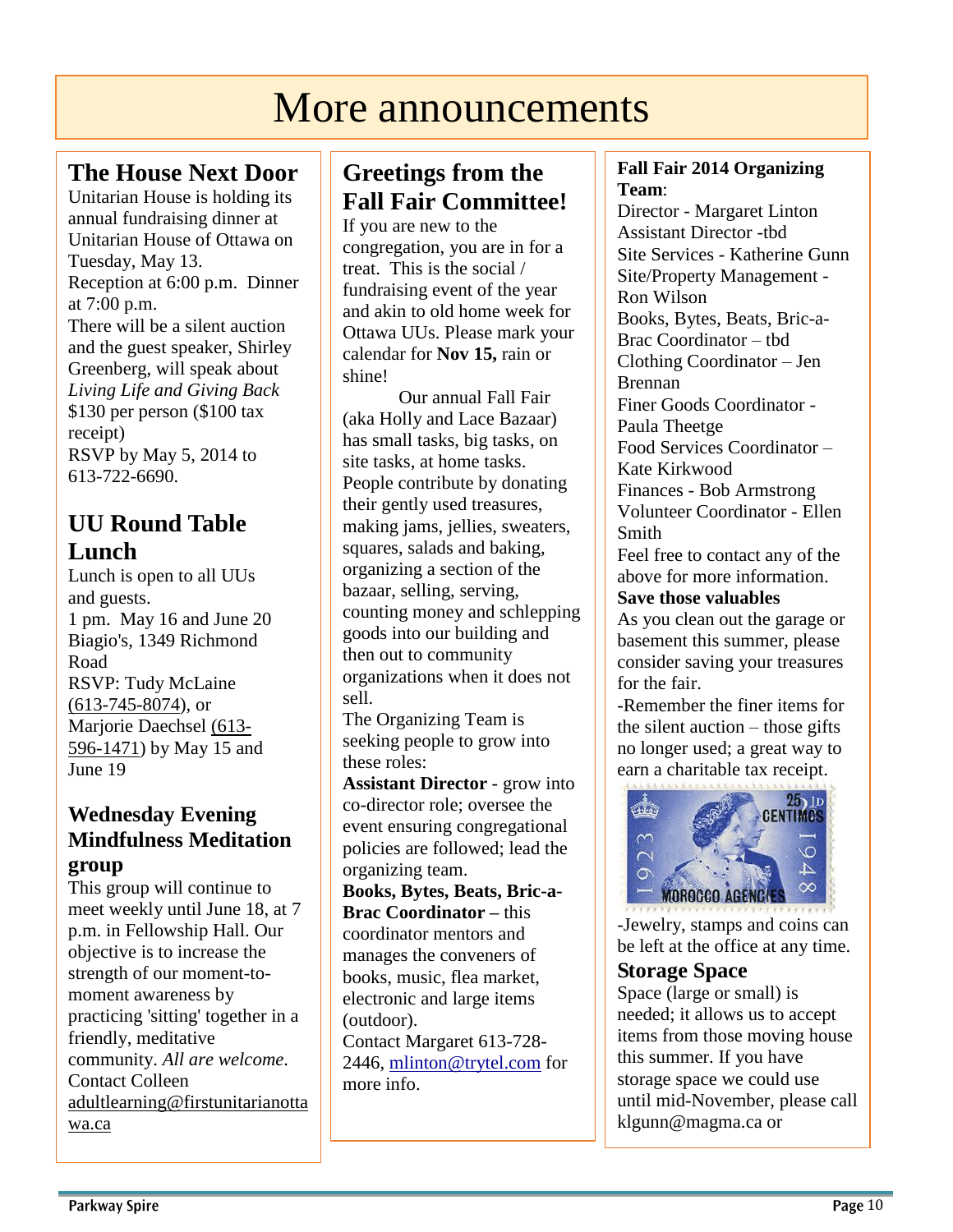# More announcements

## The House Next Door

Unitarian House is holding its annual fundraising dinner at Unitarian House of Ottawa on Tuesday, May 13.
Reception at 6:00 p.m. Dinner at 7:00 p.m.
There will be a silent auction and the guest speaker, Shirley Greenberg, will speak about *Living Life and Giving Back*
$130 per person ($100 tax receipt)
RSVP by May 5, 2014 to 613-722-6690.

## UU Round Table Lunch

Lunch is open to all UUs and guests.
1 pm. May 16 and June 20
Biagio's, 1349 Richmond Road
RSVP: Tudy McLaine (613-745-8074), or Marjorie Daechsel (613-596-1471) by May 15 and June 19

## Wednesday Evening Mindfulness Meditation group

This group will continue to meet weekly until June 18, at 7 p.m. in Fellowship Hall. Our objective is to increase the strength of our moment-to-moment awareness by practicing 'sitting' together in a friendly, meditative community. *All are welcome.*
Contact Colleen adultlearning@firstunitarianottawa.ca

## Greetings from the Fall Fair Committee!

If you are new to the congregation, you are in for a treat. This is the social / fundraising event of the year and akin to old home week for Ottawa UUs. Please mark your calendar for **Nov 15,** rain or shine!

Our annual Fall Fair (aka Holly and Lace Bazaar) has small tasks, big tasks, on site tasks, at home tasks. People contribute by donating their gently used treasures, making jams, jellies, sweaters, squares, salads and baking, organizing a section of the bazaar, selling, serving, counting money and schlepping goods into our building and then out to community organizations when it does not sell.

The Organizing Team is seeking people to grow into these roles:

**Assistant Director** - grow into co-director role; oversee the event ensuring congregational policies are followed; lead the organizing team.

**Books, Bytes, Beats, Bric-a-Brac Coordinator –** this coordinator mentors and manages the conveners of books, music, flea market, electronic and large items (outdoor).

Contact Margaret 613-728-2446, mlinton@trytel.com for more info.

**Fall Fair 2014 Organizing Team**:

Director - Margaret Linton
Assistant Director -tbd
Site Services - Katherine Gunn
Site/Property Management - Ron Wilson
Books, Bytes, Beats, Bric-a-Brac Coordinator – tbd
Clothing Coordinator – Jen Brennan
Finer Goods Coordinator - Paula Theetge
Food Services Coordinator – Kate Kirkwood
Finances - Bob Armstrong
Volunteer Coordinator - Ellen Smith

Feel free to contact any of the above for more information.

**Save those valuables**

As you clean out the garage or basement this summer, please consider saving your treasures for the fair.

-Remember the finer items for the silent auction – those gifts no longer used; a great way to earn a charitable tax receipt.

-Jewelry, stamps and coins can be left at the office at any time.

## Storage Space

Space (large or small) is needed; it allows us to accept items from those moving house this summer. If you have storage space we could use until mid-November, please call klgunn@magma.ca or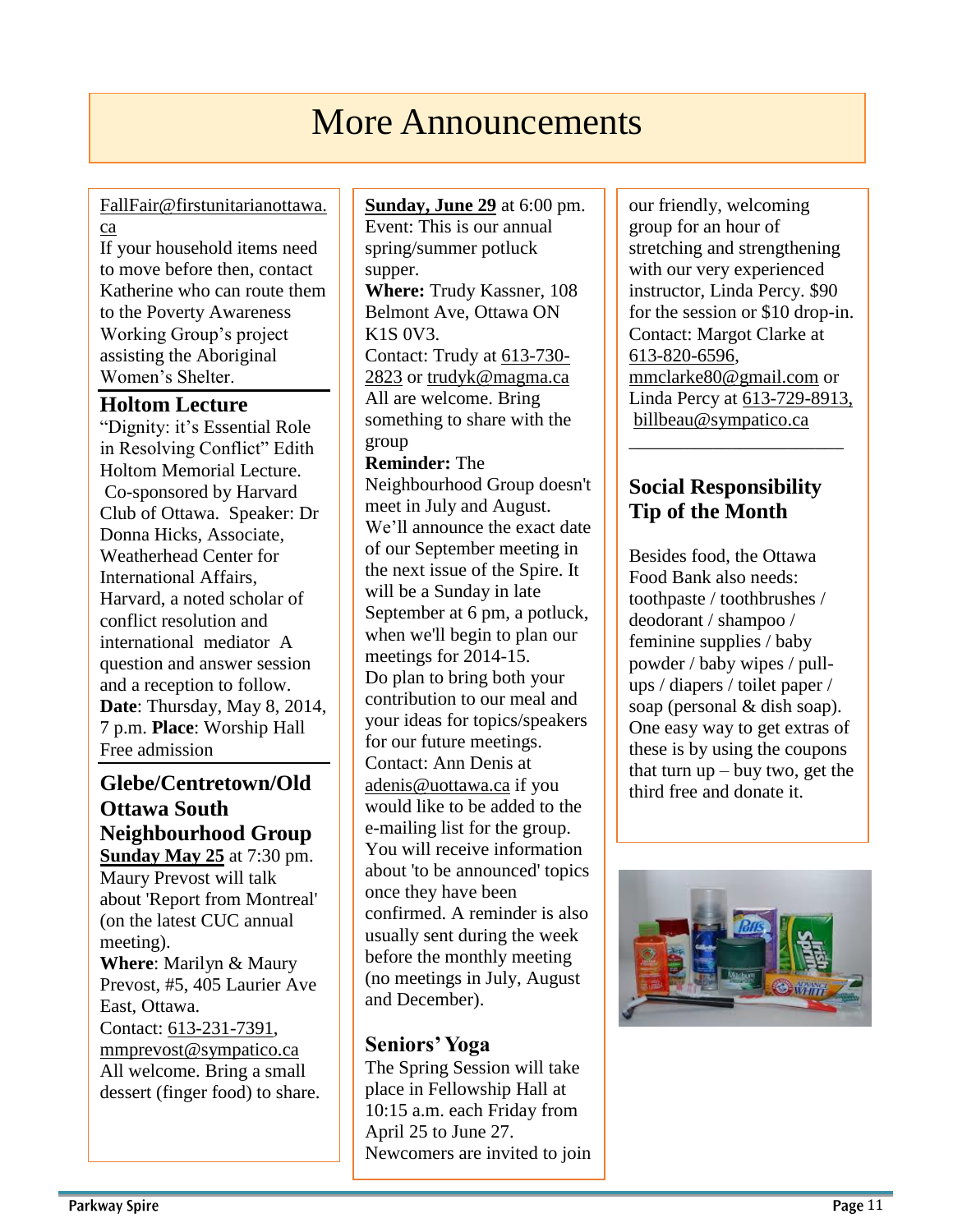# More Announcements

FallFair@firstunitarianottawa.ca

If your household items need to move before then, contact Katherine who can route them to the Poverty Awareness Working Group's project assisting the Aboriginal Women's Shelter.

### Holtom Lecture

"Dignity: it's Essential Role in Resolving Conflict" Edith Holtom Memorial Lecture. Co-sponsored by Harvard Club of Ottawa. Speaker: Dr Donna Hicks, Associate, Weatherhead Center for International Affairs, Harvard, a noted scholar of conflict resolution and international mediator A question and answer session and a reception to follow.

**Date**: Thursday, May 8, 2014, 7 p.m. **Place**: Worship Hall

Free admission

### Glebe/Centretown/Old Ottawa South Neighbourhood Group

**Sunday May 25** at 7:30 pm. Maury Prevost will talk about 'Report from Montreal' (on the latest CUC annual meeting).

**Where**: Marilyn & Maury Prevost, #5, 405 Laurier Ave East, Ottawa.

Contact: 613-231-7391, mmprevost@sympatico.ca

All welcome. Bring a small dessert (finger food) to share.

**Sunday, June 29** at 6:00 pm. Event: This is our annual spring/summer potluck supper.

**Where:** Trudy Kassner, 108 Belmont Ave, Ottawa ON K1S 0V3.

Contact: Trudy at 613-730-2823 or trudyk@magma.ca

All are welcome. Bring something to share with the group

**Reminder:** The Neighbourhood Group doesn't meet in July and August. We'll announce the exact date of our September meeting in the next issue of the Spire. It will be a Sunday in late September at 6 pm, a potluck, when we'll begin to plan our meetings for 2014-15.

Do plan to bring both your contribution to our meal and your ideas for topics/speakers for our future meetings.

Contact: Ann Denis at adenis@uottawa.ca if you would like to be added to the e-mailing list for the group. You will receive information about 'to be announced' topics once they have been confirmed. A reminder is also usually sent during the week before the monthly meeting (no meetings in July, August and December).

### Seniors' Yoga

The Spring Session will take place in Fellowship Hall at 10:15 a.m. each Friday from April 25 to June 27. Newcomers are invited to join our friendly, welcoming group for an hour of stretching and strengthening with our very experienced instructor, Linda Percy. $90 for the session or $10 drop-in. Contact: Margot Clarke at 613-820-6596, mmclarke80@gmail.com or Linda Percy at 613-729-8913, billbeau@sympatico.ca

### Social Responsibility Tip of the Month

Besides food, the Ottawa Food Bank also needs: toothpaste / toothbrushes / deodorant / shampoo / feminine supplies / baby powder / baby wipes / pull-ups / diapers / toilet paper / soap (personal & dish soap). One easy way to get extras of these is by using the coupons that turn up – buy two, get the third free and donate it.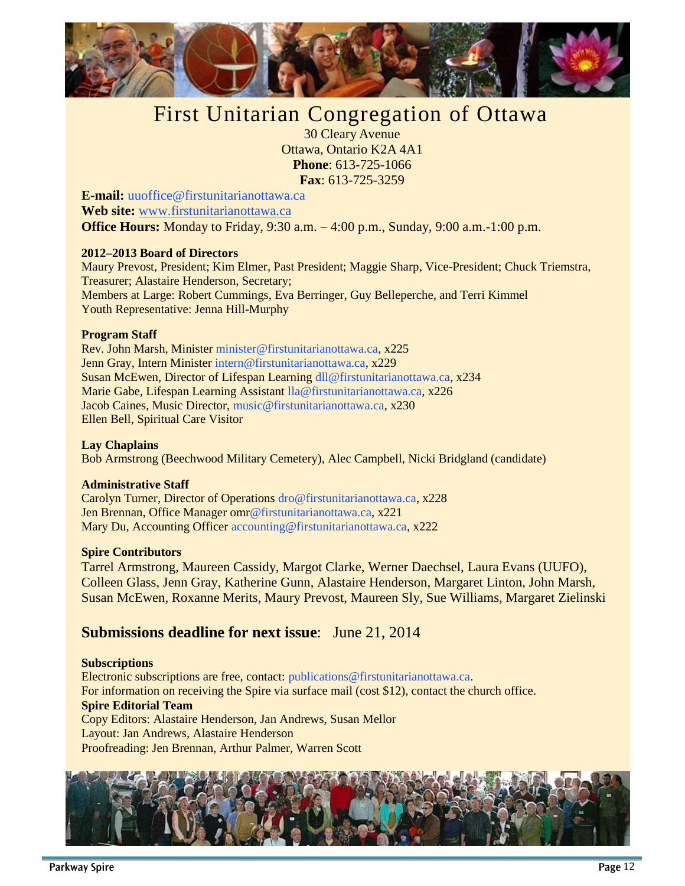# First Unitarian Congregation of Ottawa

30 Cleary Avenue
Ottawa, Ontario K2A 4A1
**Phone**: 613-725-1066
**Fax**: 613-725-3259

**E-mail:** uuoffice@firstunitarianottawa.ca
**Web site:** www.firstunitarianottawa.ca
**Office Hours:** Monday to Friday, 9:30 a.m. – 4:00 p.m., Sunday, 9:00 a.m.-1:00 p.m.

**2012–2013 Board of Directors**
Maury Prevost, President; Kim Elmer, Past President; Maggie Sharp, Vice-President; Chuck Triemstra, Treasurer; Alastaire Henderson, Secretary;
Members at Large: Robert Cummings, Eva Berringer, Guy Belleperche, and Terri Kimmel
Youth Representative: Jenna Hill-Murphy

**Program Staff**
Rev. John Marsh, Minister minister@firstunitarianottawa.ca, x225
Jenn Gray, Intern Minister intern@firstunitarianottawa.ca, x229
Susan McEwen, Director of Lifespan Learning dll@firstunitarianottawa.ca, x234
Marie Gabe, Lifespan Learning Assistant lla@firstunitarianottawa.ca, x226
Jacob Caines, Music Director, music@firstunitarianottawa.ca, x230
Ellen Bell, Spiritual Care Visitor

**Lay Chaplains**
Bob Armstrong (Beechwood Military Cemetery), Alec Campbell, Nicki Bridgland (candidate)

**Administrative Staff**
Carolyn Turner, Director of Operations dro@firstunitarianottawa.ca, x228
Jen Brennan, Office Manager omr@firstunitarianottawa.ca, x221
Mary Du, Accounting Officer accounting@firstunitarianottawa.ca, x222

**Spire Contributors**
Tarrel Armstrong, Maureen Cassidy, Margot Clarke, Werner Daechsel, Laura Evans (UUFO), Colleen Glass, Jenn Gray, Katherine Gunn, Alastaire Henderson, Margaret Linton, John Marsh, Susan McEwen, Roxanne Merits, Maury Prevost, Maureen Sly, Sue Williams, Margaret Zielinski

## **Submissions deadline for next issue**: June 21, 2014

**Subscriptions**
Electronic subscriptions are free, contact: publications@firstunitarianottawa.ca.
For information on receiving the Spire via surface mail (cost $12), contact the church office.
**Spire Editorial Team**
Copy Editors: Alastaire Henderson, Jan Andrews, Susan Mellor
Layout: Jan Andrews, Alastaire Henderson
Proofreading: Jen Brennan, Arthur Palmer, Warren Scott